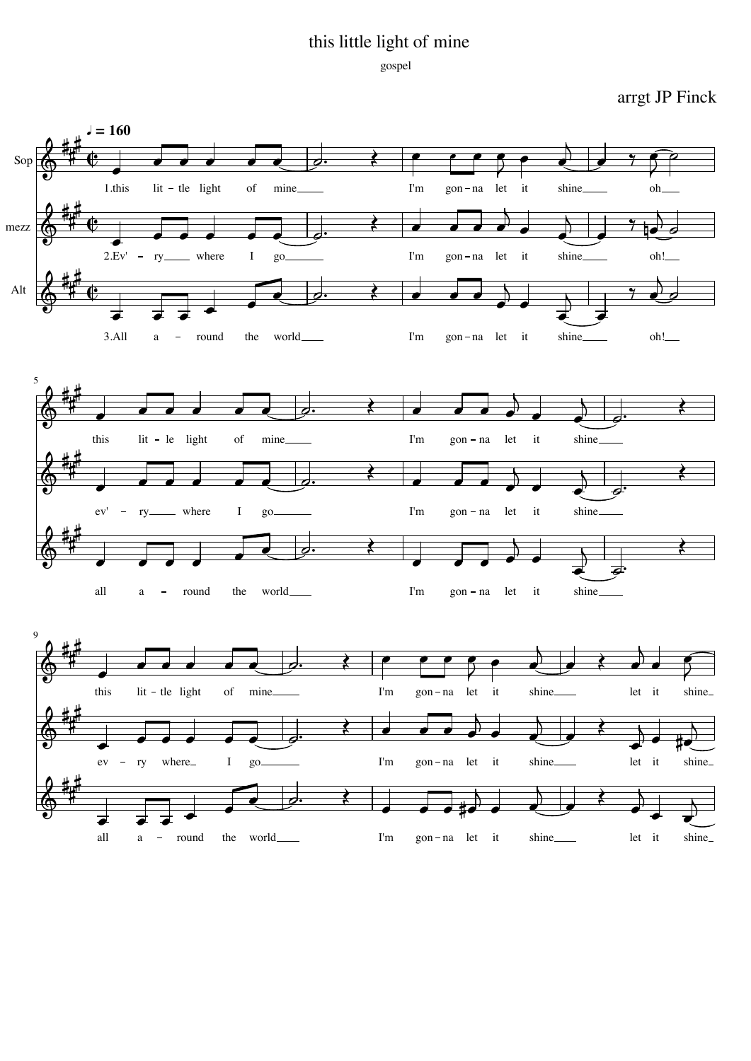# this little light of mine

gospel

arrgt JP Finck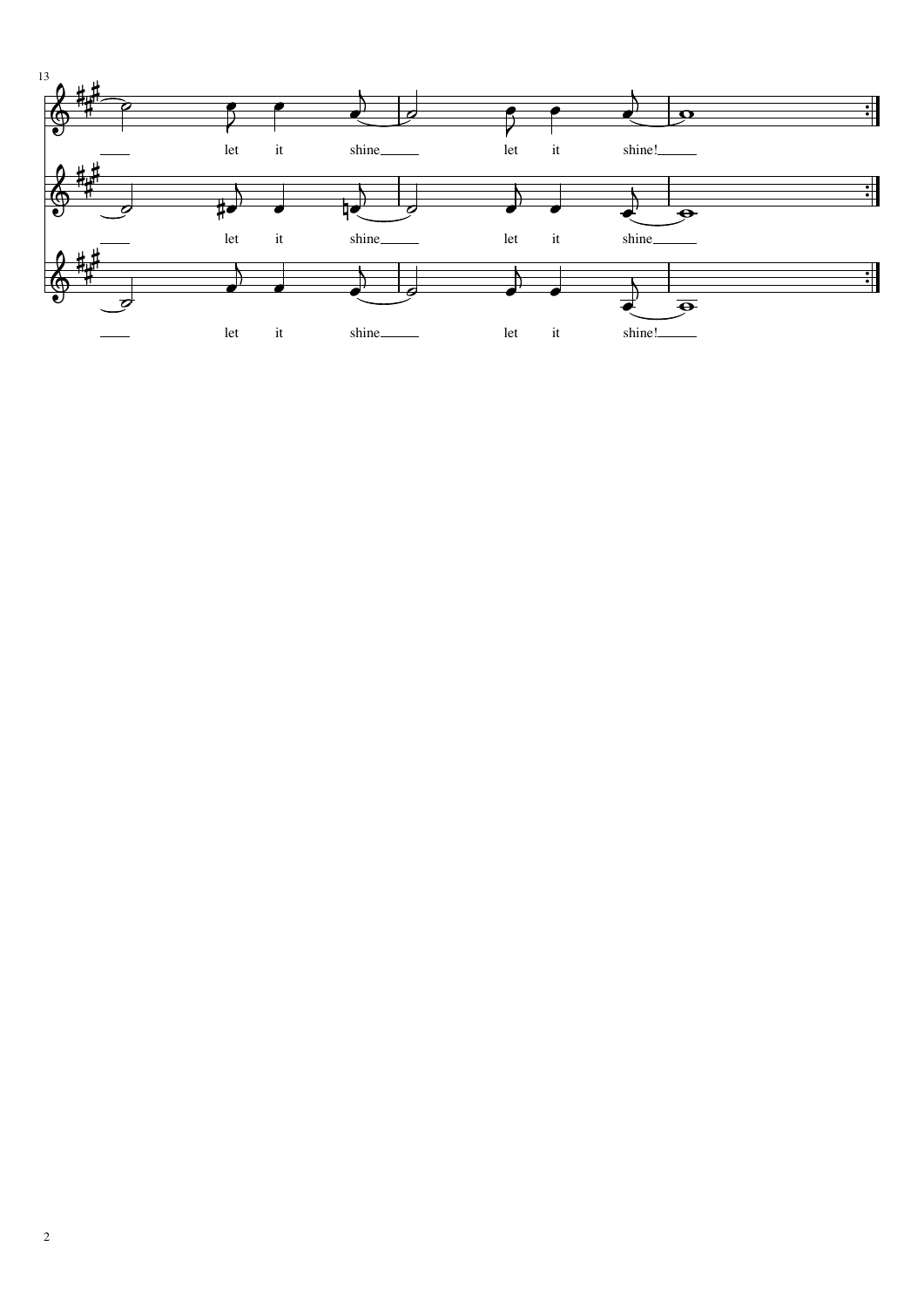13

let it shine let it shine!

let it shine let it shine

let it shine let it shine!